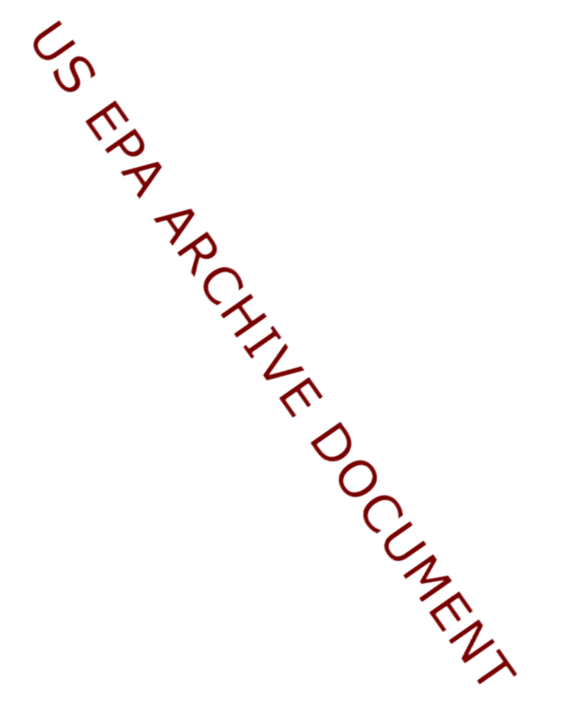US EPA ARCHIVE DOCUMENT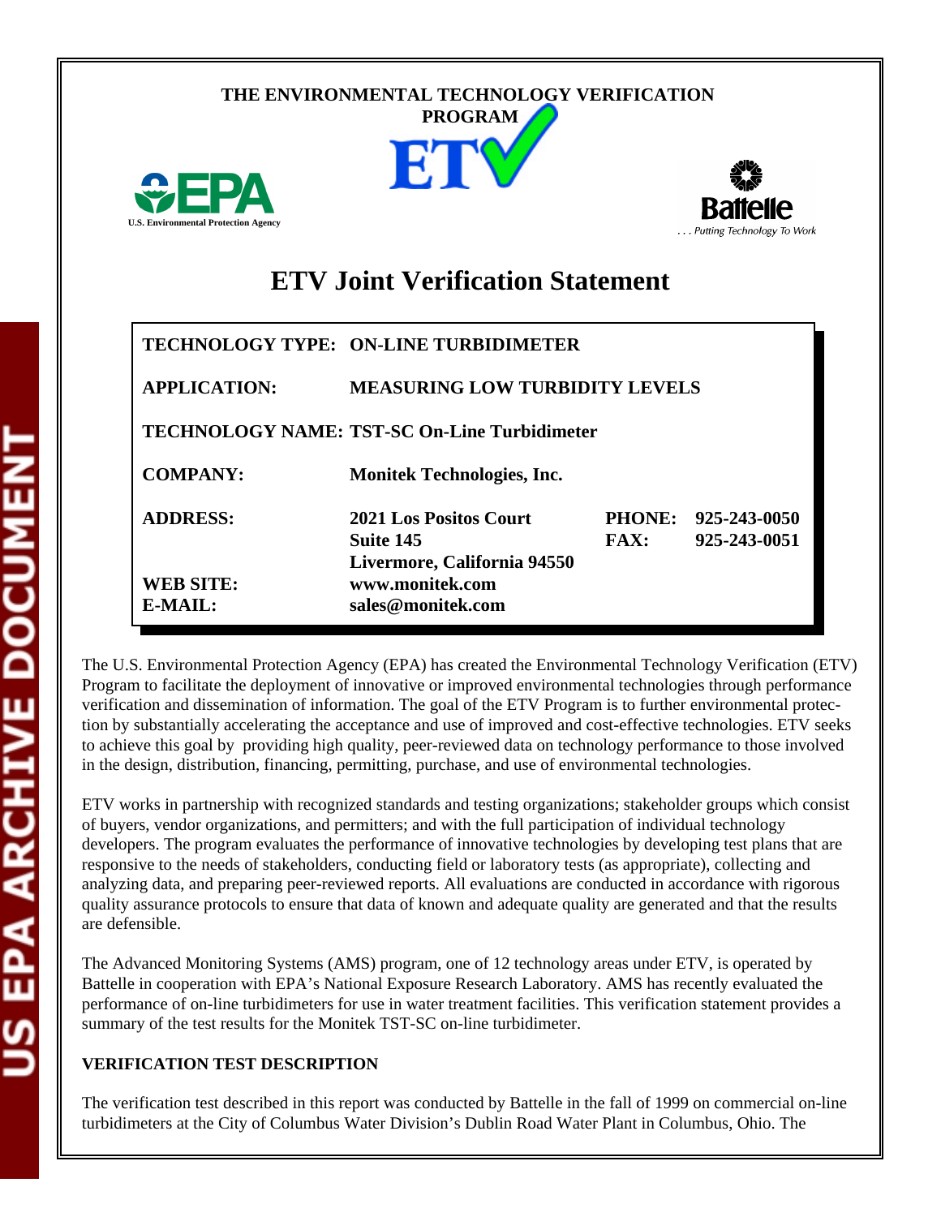THE ENVIRONMENTAL TECHNOLOGY VERIFICATION PROGRAM

# ETV Joint Verification Statement

| | | | |
|---|---|---|---|
| **TECHNOLOGY TYPE:** | **ON-LINE TURBIDIMETER** | | |
| **APPLICATION:** | **MEASURING LOW TURBIDITY LEVELS** | | |
| **TECHNOLOGY NAME:** | **TST-SC On-Line Turbidimeter** | | |
| **COMPANY:** | **Monitek Technologies, Inc.** | | |
| **ADDRESS:** | **2021 Los Positos Court**<br>**Suite 145**<br>**Livermore, California 94550** | **PHONE:**<br>**FAX:** | **925-243-0050**<br>**925-243-0051** |
| **WEB SITE:** | **www.monitek.com** | | |
| **E-MAIL:** | **sales@monitek.com** | | |

The U.S. Environmental Protection Agency (EPA) has created the Environmental Technology Verification (ETV) Program to facilitate the deployment of innovative or improved environmental technologies through performance verification and dissemination of information. The goal of the ETV Program is to further environmental protection by substantially accelerating the acceptance and use of improved and cost-effective technologies. ETV seeks to achieve this goal by providing high quality, peer-reviewed data on technology performance to those involved in the design, distribution, financing, permitting, purchase, and use of environmental technologies.

ETV works in partnership with recognized standards and testing organizations; stakeholder groups which consist of buyers, vendor organizations, and permitters; and with the full participation of individual technology developers. The program evaluates the performance of innovative technologies by developing test plans that are responsive to the needs of stakeholders, conducting field or laboratory tests (as appropriate), collecting and analyzing data, and preparing peer-reviewed reports. All evaluations are conducted in accordance with rigorous quality assurance protocols to ensure that data of known and adequate quality are generated and that the results are defensible.

The Advanced Monitoring Systems (AMS) program, one of 12 technology areas under ETV, is operated by Battelle in cooperation with EPA's National Exposure Research Laboratory. AMS has recently evaluated the performance of on-line turbidimeters for use in water treatment facilities. This verification statement provides a summary of the test results for the Monitek TST-SC on-line turbidimeter.

**VERIFICATION TEST DESCRIPTION**

The verification test described in this report was conducted by Battelle in the fall of 1999 on commercial on-line turbidimeters at the City of Columbus Water Division's Dublin Road Water Plant in Columbus, Ohio. The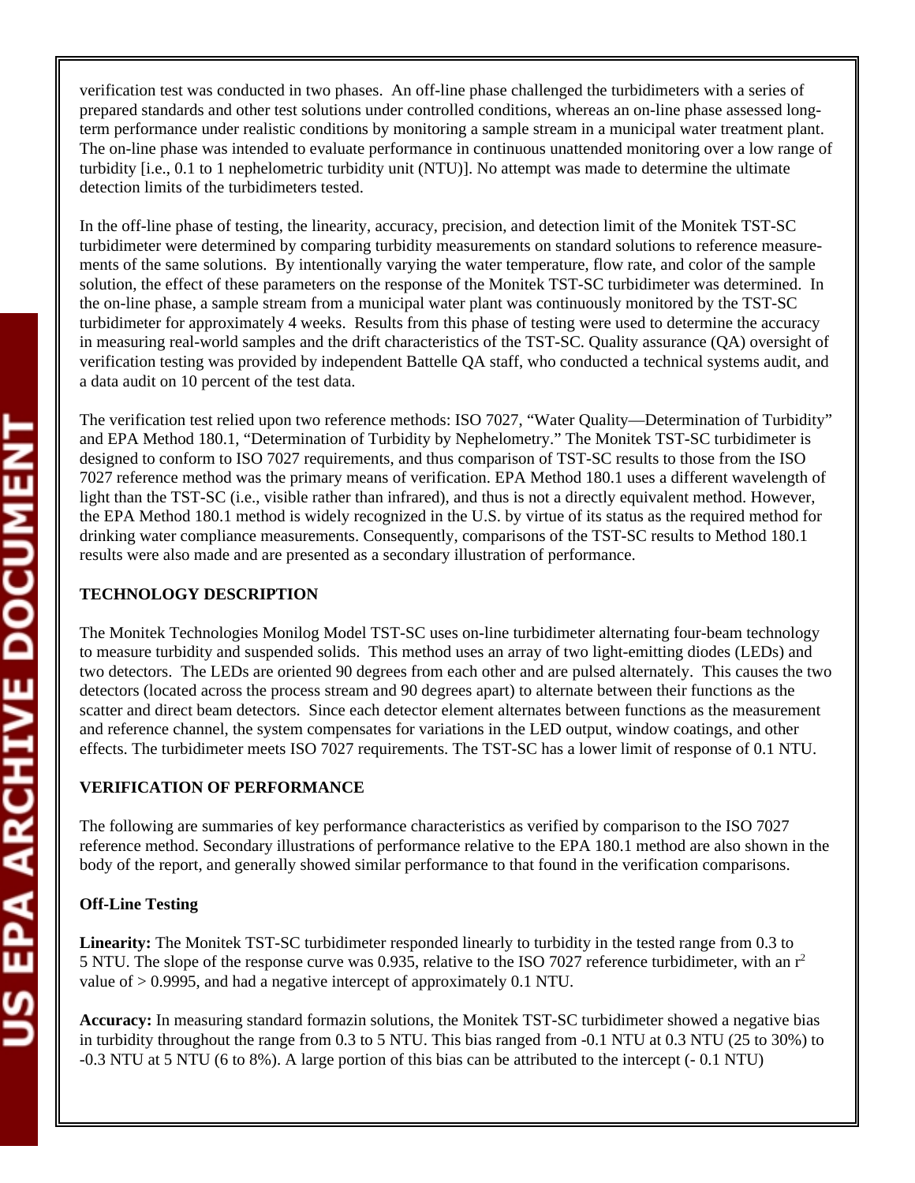verification test was conducted in two phases. An off-line phase challenged the turbidimeters with a series of prepared standards and other test solutions under controlled conditions, whereas an on-line phase assessed long-term performance under realistic conditions by monitoring a sample stream in a municipal water treatment plant. The on-line phase was intended to evaluate performance in continuous unattended monitoring over a low range of turbidity [i.e., 0.1 to 1 nephelometric turbidity unit (NTU)]. No attempt was made to determine the ultimate detection limits of the turbidimeters tested.

In the off-line phase of testing, the linearity, accuracy, precision, and detection limit of the Monitek TST-SC turbidimeter were determined by comparing turbidity measurements on standard solutions to reference measurements of the same solutions. By intentionally varying the water temperature, flow rate, and color of the sample solution, the effect of these parameters on the response of the Monitek TST-SC turbidimeter was determined. In the on-line phase, a sample stream from a municipal water plant was continuously monitored by the TST-SC turbidimeter for approximately 4 weeks. Results from this phase of testing were used to determine the accuracy in measuring real-world samples and the drift characteristics of the TST-SC. Quality assurance (QA) oversight of verification testing was provided by independent Battelle QA staff, who conducted a technical systems audit, and a data audit on 10 percent of the test data.

The verification test relied upon two reference methods: ISO 7027, "Water Quality—Determination of Turbidity" and EPA Method 180.1, "Determination of Turbidity by Nephelometry." The Monitek TST-SC turbidimeter is designed to conform to ISO 7027 requirements, and thus comparison of TST-SC results to those from the ISO 7027 reference method was the primary means of verification. EPA Method 180.1 uses a different wavelength of light than the TST-SC (i.e., visible rather than infrared), and thus is not a directly equivalent method. However, the EPA Method 180.1 method is widely recognized in the U.S. by virtue of its status as the required method for drinking water compliance measurements. Consequently, comparisons of the TST-SC results to Method 180.1 results were also made and are presented as a secondary illustration of performance.

## TECHNOLOGY DESCRIPTION

The Monitek Technologies Monilog Model TST-SC uses on-line turbidimeter alternating four-beam technology to measure turbidity and suspended solids. This method uses an array of two light-emitting diodes (LEDs) and two detectors. The LEDs are oriented 90 degrees from each other and are pulsed alternately. This causes the two detectors (located across the process stream and 90 degrees apart) to alternate between their functions as the scatter and direct beam detectors. Since each detector element alternates between functions as the measurement and reference channel, the system compensates for variations in the LED output, window coatings, and other effects. The turbidimeter meets ISO 7027 requirements. The TST-SC has a lower limit of response of 0.1 NTU.

## VERIFICATION OF PERFORMANCE

The following are summaries of key performance characteristics as verified by comparison to the ISO 7027 reference method. Secondary illustrations of performance relative to the EPA 180.1 method are also shown in the body of the report, and generally showed similar performance to that found in the verification comparisons.

### Off-Line Testing

**Linearity:** The Monitek TST-SC turbidimeter responded linearly to turbidity in the tested range from 0.3 to 5 NTU. The slope of the response curve was 0.935, relative to the ISO 7027 reference turbidimeter, with an $r^2$ value of > 0.9995, and had a negative intercept of approximately 0.1 NTU.

**Accuracy:** In measuring standard formazin solutions, the Monitek TST-SC turbidimeter showed a negative bias in turbidity throughout the range from 0.3 to 5 NTU. This bias ranged from -0.1 NTU at 0.3 NTU (25 to 30%) to -0.3 NTU at 5 NTU (6 to 8%). A large portion of this bias can be attributed to the intercept (- 0.1 NTU)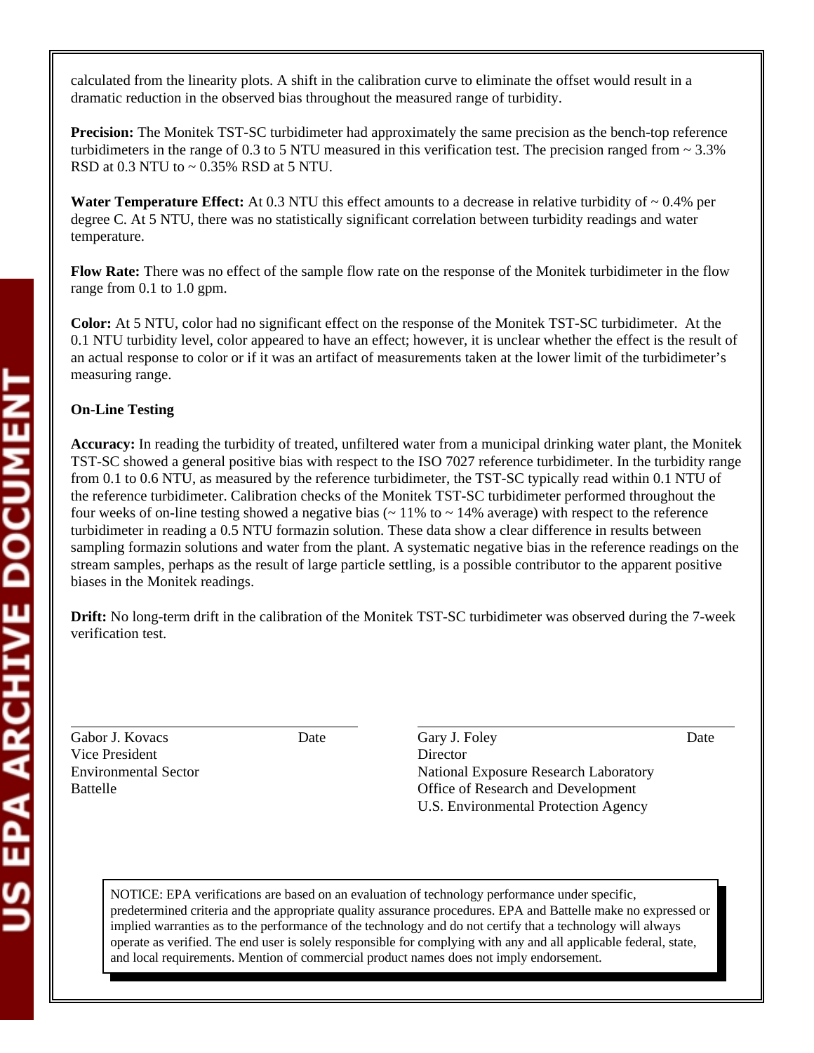calculated from the linearity plots. A shift in the calibration curve to eliminate the offset would result in a dramatic reduction in the observed bias throughout the measured range of turbidity.

**Precision:** The Monitek TST-SC turbidimeter had approximately the same precision as the bench-top reference turbidimeters in the range of 0.3 to 5 NTU measured in this verification test. The precision ranged from ~ 3.3% RSD at 0.3 NTU to ~ 0.35% RSD at 5 NTU.

**Water Temperature Effect:** At 0.3 NTU this effect amounts to a decrease in relative turbidity of ~ 0.4% per degree C. At 5 NTU, there was no statistically significant correlation between turbidity readings and water temperature.

**Flow Rate:** There was no effect of the sample flow rate on the response of the Monitek turbidimeter in the flow range from 0.1 to 1.0 gpm.

**Color:** At 5 NTU, color had no significant effect on the response of the Monitek TST-SC turbidimeter. At the 0.1 NTU turbidity level, color appeared to have an effect; however, it is unclear whether the effect is the result of an actual response to color or if it was an artifact of measurements taken at the lower limit of the turbidimeter's measuring range.

**On-Line Testing**

**Accuracy:** In reading the turbidity of treated, unfiltered water from a municipal drinking water plant, the Monitek TST-SC showed a general positive bias with respect to the ISO 7027 reference turbidimeter. In the turbidity range from 0.1 to 0.6 NTU, as measured by the reference turbidimeter, the TST-SC typically read within 0.1 NTU of the reference turbidimeter. Calibration checks of the Monitek TST-SC turbidimeter performed throughout the four weeks of on-line testing showed a negative bias (~ 11% to ~ 14% average) with respect to the reference turbidimeter in reading a 0.5 NTU formazin solution. These data show a clear difference in results between sampling formazin solutions and water from the plant. A systematic negative bias in the reference readings on the stream samples, perhaps as the result of large particle settling, is a possible contributor to the apparent positive biases in the Monitek readings.

**Drift:** No long-term drift in the calibration of the Monitek TST-SC turbidimeter was observed during the 7-week verification test.

| | | | |
|---|---|---|---|
| Gabor J. Kovacs | Date | Gary J. Foley | Date |
| Vice President | | Director | |
| Environmental Sector | | National Exposure Research Laboratory | |
| Battelle | | Office of Research and Development | |
| | | U.S. Environmental Protection Agency | |

NOTICE: EPA verifications are based on an evaluation of technology performance under specific, predetermined criteria and the appropriate quality assurance procedures. EPA and Battelle make no expressed or implied warranties as to the performance of the technology and do not certify that a technology will always operate as verified. The end user is solely responsible for complying with any and all applicable federal, state, and local requirements. Mention of commercial product names does not imply endorsement.